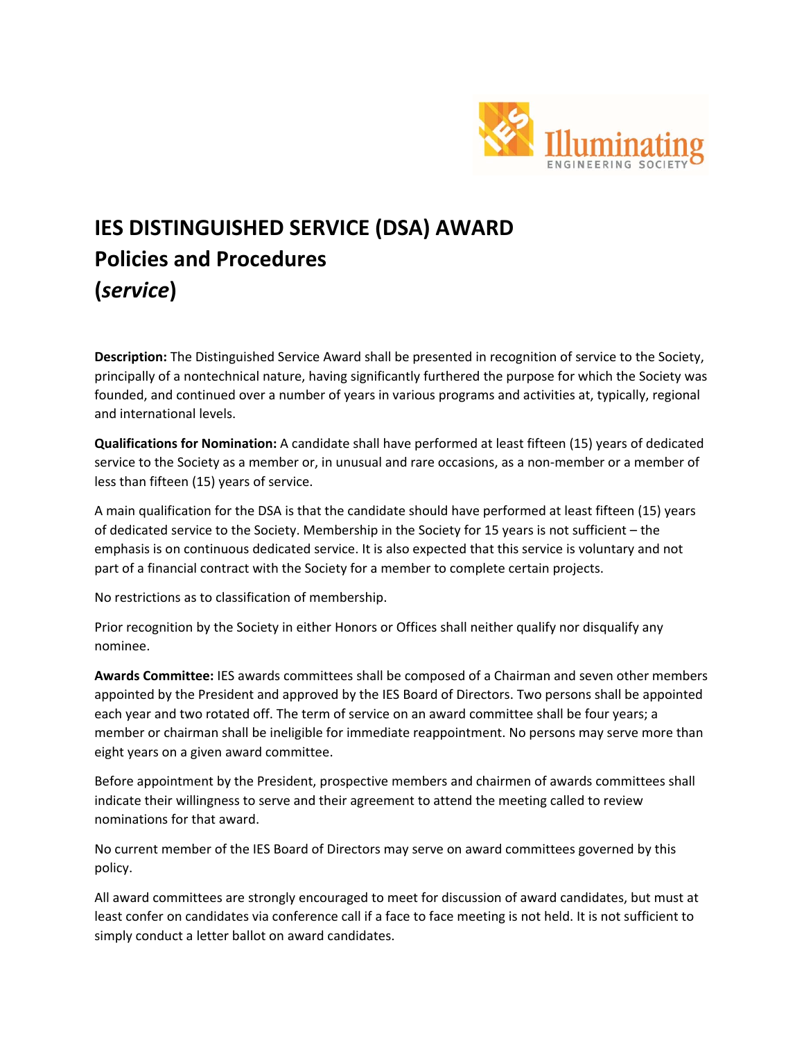# IES DISTINGUISHED SERVICE (DSA) AWARD
# Policies and Procedures
# (*service*)

**Description:** The Distinguished Service Award shall be presented in recognition of service to the Society, principally of a nontechnical nature, having significantly furthered the purpose for which the Society was founded, and continued over a number of years in various programs and activities at, typically, regional and international levels.

**Qualifications for Nomination:** A candidate shall have performed at least fifteen (15) years of dedicated service to the Society as a member or, in unusual and rare occasions, as a non-member or a member of less than fifteen (15) years of service.

A main qualification for the DSA is that the candidate should have performed at least fifteen (15) years of dedicated service to the Society. Membership in the Society for 15 years is not sufficient – the emphasis is on continuous dedicated service. It is also expected that this service is voluntary and not part of a financial contract with the Society for a member to complete certain projects.

No restrictions as to classification of membership.

Prior recognition by the Society in either Honors or Offices shall neither qualify nor disqualify any nominee.

**Awards Committee:** IES awards committees shall be composed of a Chairman and seven other members appointed by the President and approved by the IES Board of Directors. Two persons shall be appointed each year and two rotated off. The term of service on an award committee shall be four years; a member or chairman shall be ineligible for immediate reappointment. No persons may serve more than eight years on a given award committee.

Before appointment by the President, prospective members and chairmen of awards committees shall indicate their willingness to serve and their agreement to attend the meeting called to review nominations for that award.

No current member of the IES Board of Directors may serve on award committees governed by this policy.

All award committees are strongly encouraged to meet for discussion of award candidates, but must at least confer on candidates via conference call if a face to face meeting is not held. It is not sufficient to simply conduct a letter ballot on award candidates.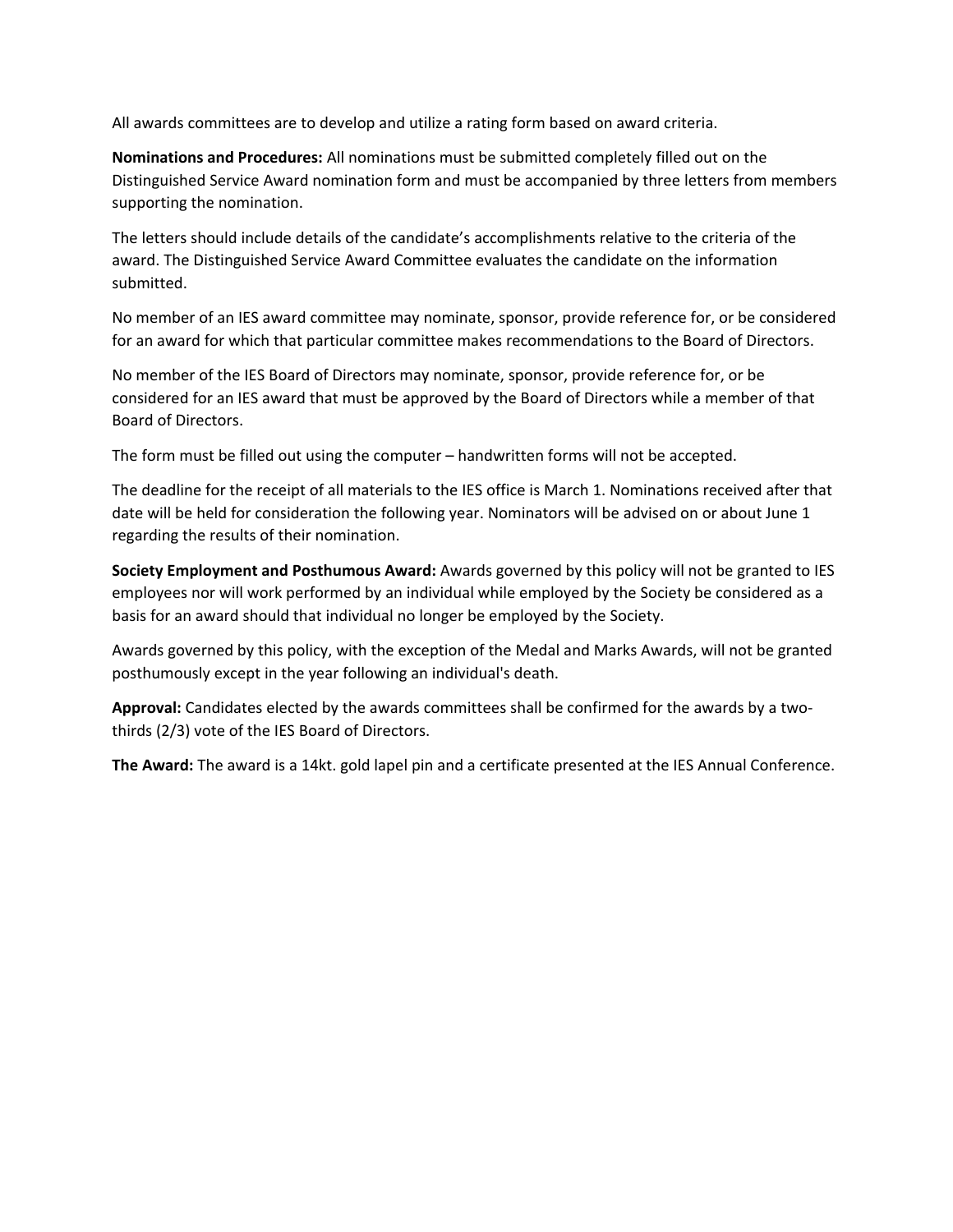All awards committees are to develop and utilize a rating form based on award criteria.

**Nominations and Procedures:** All nominations must be submitted completely filled out on the Distinguished Service Award nomination form and must be accompanied by three letters from members supporting the nomination.

The letters should include details of the candidate's accomplishments relative to the criteria of the award. The Distinguished Service Award Committee evaluates the candidate on the information submitted.

No member of an IES award committee may nominate, sponsor, provide reference for, or be considered for an award for which that particular committee makes recommendations to the Board of Directors.

No member of the IES Board of Directors may nominate, sponsor, provide reference for, or be considered for an IES award that must be approved by the Board of Directors while a member of that Board of Directors.

The form must be filled out using the computer – handwritten forms will not be accepted.

The deadline for the receipt of all materials to the IES office is March 1. Nominations received after that date will be held for consideration the following year. Nominators will be advised on or about June 1 regarding the results of their nomination.

**Society Employment and Posthumous Award:** Awards governed by this policy will not be granted to IES employees nor will work performed by an individual while employed by the Society be considered as a basis for an award should that individual no longer be employed by the Society.

Awards governed by this policy, with the exception of the Medal and Marks Awards, will not be granted posthumously except in the year following an individual's death.

**Approval:** Candidates elected by the awards committees shall be confirmed for the awards by a two-thirds (2/3) vote of the IES Board of Directors.

**The Award:** The award is a 14kt. gold lapel pin and a certificate presented at the IES Annual Conference.